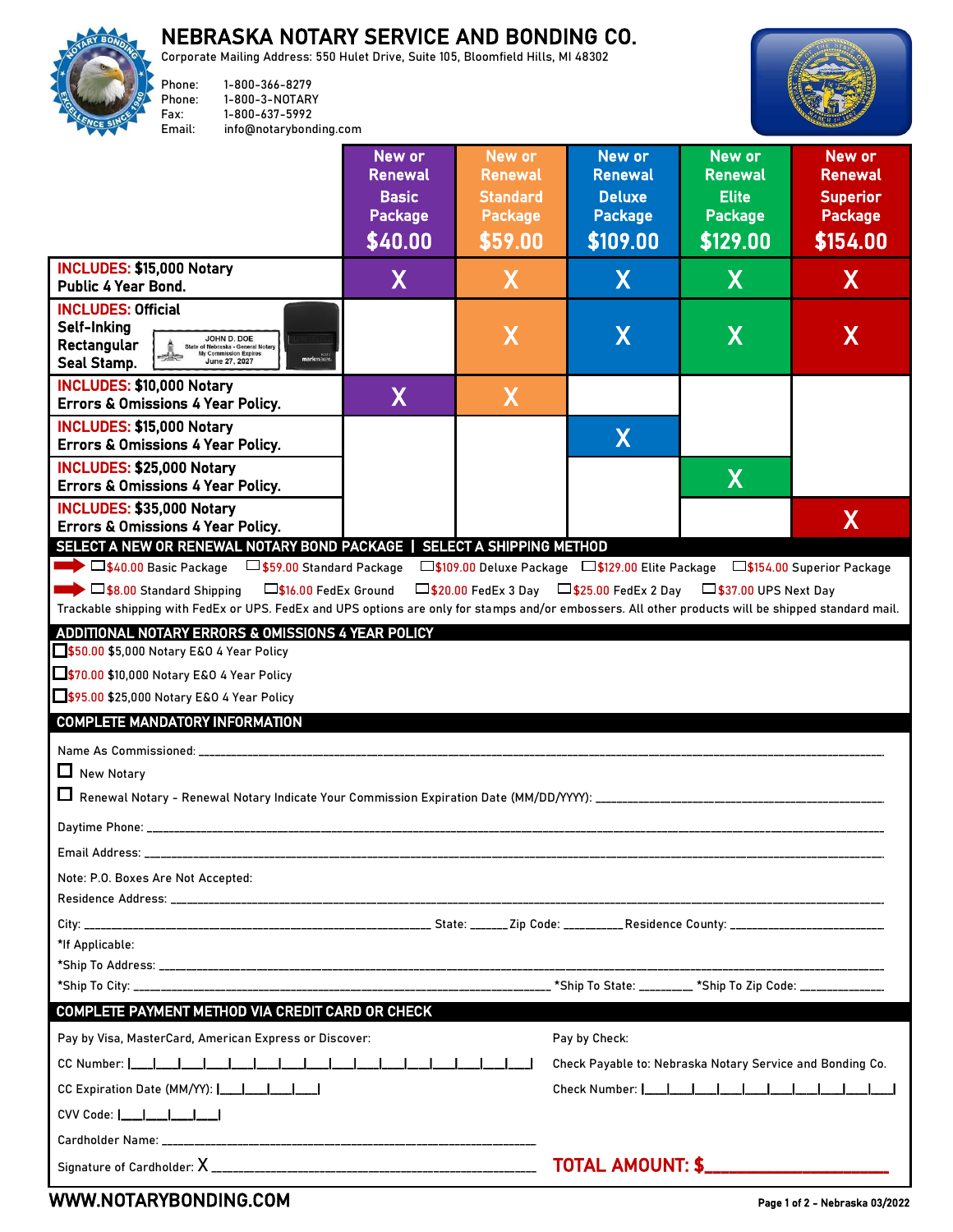# NEBRASKA NOTARY SERVICE AND BONDING CO.

Corporate Mailing Address: 550 Hulet Drive, Suite 105, Bloomfield Hills, MI 48302

Phone: 1-800-366-8279
Phone: 1-800-3-NOTARY
Fax: 1-800-637-5992
Email: info@notarybonding.com

| | New or Renewal Basic Package $40.00 | New or Renewal Standard Package $59.00 | New or Renewal Deluxe Package $109.00 | New or Renewal Elite Package $129.00 | New or Renewal Superior Package $154.00 |
|---|---|---|---|---|---|
| **INCLUDES:** $15,000 Notary Public 4 Year Bond. | X | X | X | X | X |
| **INCLUDES:** Official Self-Inking Rectangular Seal Stamp. | | X | X | X | X |
| **INCLUDES:** $10,000 Notary Errors & Omissions 4 Year Policy. | X | X | | | |
| **INCLUDES:** $15,000 Notary Errors & Omissions 4 Year Policy. | | | X | | |
| **INCLUDES:** $25,000 Notary Errors & Omissions 4 Year Policy. | | | | X | |
| **INCLUDES:** $35,000 Notary Errors & Omissions 4 Year Policy. | | | | | X |

## SELECT A NEW OR RENEWAL NOTARY BOND PACKAGE | SELECT A SHIPPING METHOD

☐ $40.00 Basic Package ☐ $59.00 Standard Package ☐ $109.00 Deluxe Package ☐ $129.00 Elite Package ☐ $154.00 Superior Package

☐ $8.00 Standard Shipping ☐ $16.00 FedEx Ground ☐ $20.00 FedEx 3 Day ☐ $25.00 FedEx 2 Day ☐ $37.00 UPS Next Day

Trackable shipping with FedEx or UPS. FedEx and UPS options are only for stamps and/or embossers. All other products will be shipped standard mail.

## ADDITIONAL NOTARY ERRORS & OMISSIONS 4 YEAR POLICY

☐ $50.00 $5,000 Notary E&O 4 Year Policy

☐ $70.00 $10,000 Notary E&O 4 Year Policy

☐ $95.00 $25,000 Notary E&O 4 Year Policy

## COMPLETE MANDATORY INFORMATION

Name As Commissioned: ____________________

☐ New Notary

☐ Renewal Notary - Renewal Notary Indicate Your Commission Expiration Date (MM/DD/YYYY): ____________________

Daytime Phone: ____________________

Email Address: ____________________

Note: P.O. Boxes Are Not Accepted:

Residence Address: ____________________

City: ____________________ State: ______ Zip Code: _________ Residence County: ____________________

*If Applicable:

*Ship To Address: ____________________

*Ship To City: ____________________ *Ship To State: ________ *Ship To Zip Code: ____________

## COMPLETE PAYMENT METHOD VIA CREDIT CARD OR CHECK

Pay by Visa, MasterCard, American Express or Discover:

CC Number: |___|___|___|___|___|___|___|___|___|___|___|___|___|___|___|___|

CC Expiration Date (MM/YY): |___|___|___|___|

CVV Code: |___|___|___|___|

Cardholder Name: ____________________

Signature of Cardholder: X ____________________

Pay by Check:

Check Payable to: Nebraska Notary Service and Bonding Co.

Check Number: |___|___|___|___|___|___|___|___|___|___|

**TOTAL AMOUNT: $____________________**

WWW.NOTARYBONDING.COM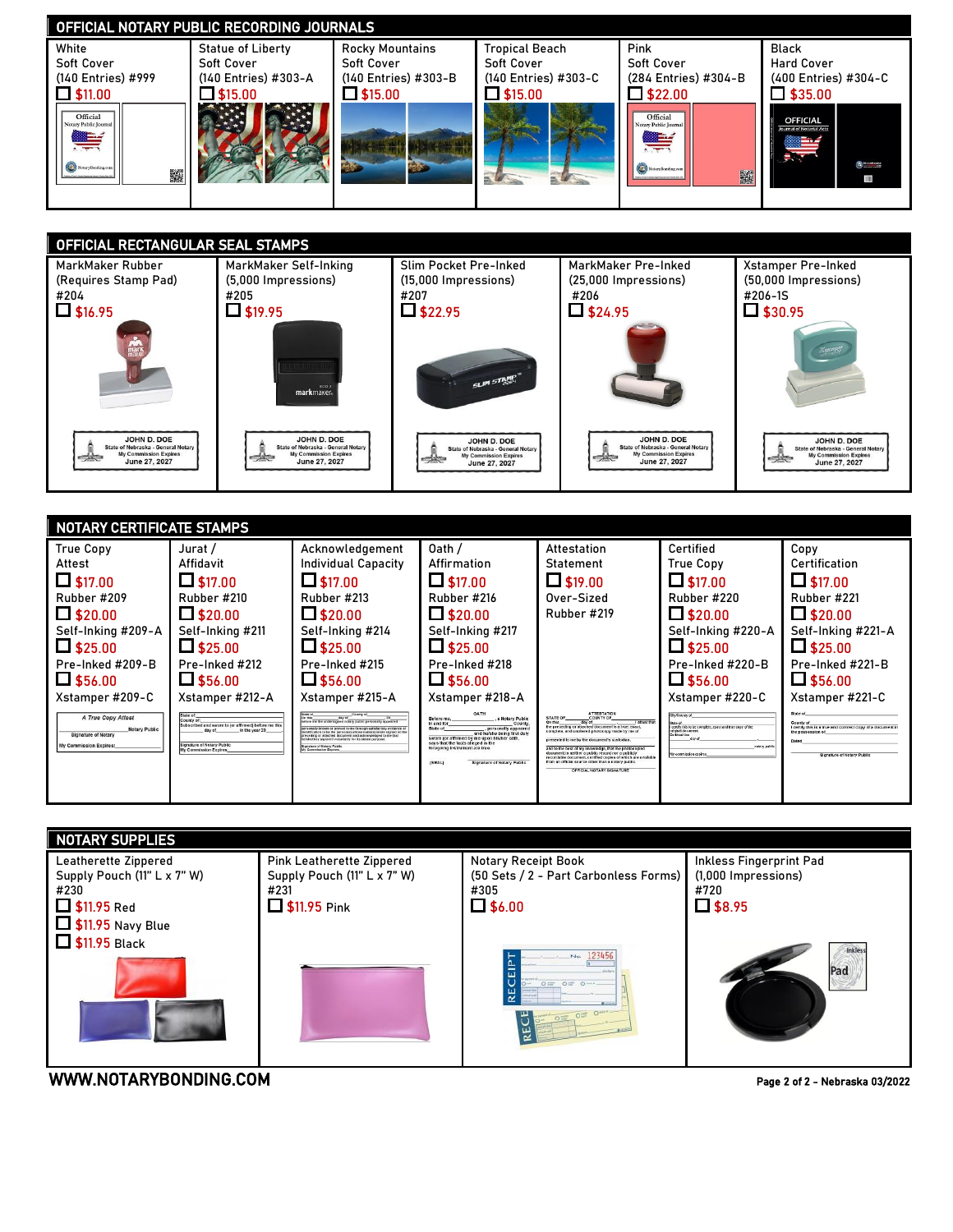## OFFICIAL NOTARY PUBLIC RECORDING JOURNALS

| | | | | | |
|---|---|---|---|---|---|
| White<br>Soft Cover<br>(140 Entries) #999<br>☐ $11.00 | Statue of Liberty<br>Soft Cover<br>(140 Entries) #303-A<br>☐ $15.00 | Rocky Mountains<br>Soft Cover<br>(140 Entries) #303-B<br>☐ $15.00 | Tropical Beach<br>Soft Cover<br>(140 Entries) #303-C<br>☐ $15.00 | Pink<br>Soft Cover<br>(284 Entries) #304-B<br>☐ $22.00 | Black<br>Hard Cover<br>(400 Entries) #304-C<br>☐ $35.00 |

## OFFICIAL RECTANGULAR SEAL STAMPS

| | | | | |
|---|---|---|---|---|
| MarkMaker Rubber<br>(Requires Stamp Pad)<br>#204<br>☐ $16.95 | MarkMaker Self-Inking<br>(5,000 Impressions)<br>#205<br>☐ $19.95 | Slim Pocket Pre-Inked<br>(15,000 Impressions)<br>#207<br>☐ $22.95 | MarkMaker Pre-Inked<br>(25,000 Impressions)<br>#206<br>☐ $24.95 | Xstamper Pre-Inked<br>(50,000 Impressions)<br>#206-IS<br>☐ $30.95 |

JOHN D. DOE
State of Nebraska - General Notary
My Commission Expires
June 27, 2027

## NOTARY CERTIFICATE STAMPS

| | | | | | | |
|---|---|---|---|---|---|---|
| True Copy Attest | Jurat / Affidavit | Acknowledgement Individual Capacity | Oath / Affirmation | Attestation Statement | Certified True Copy | Copy Certification |
| ☐ $17.00<br>Rubber #209 | ☐ $17.00<br>Rubber #210 | ☐ $17.00<br>Rubber #213 | ☐ $17.00<br>Rubber #216 | ☐ $19.00<br>Over-Sized Rubber #219 | ☐ $17.00<br>Rubber #220 | ☐ $17.00<br>Rubber #221 |
| ☐ $20.00<br>Self-Inking #209-A | ☐ $20.00<br>Self-Inking #211 | ☐ $20.00<br>Self-Inking #214 | ☐ $20.00<br>Self-Inking #217 | | ☐ $20.00<br>Self-Inking #220-A | ☐ $20.00<br>Self-Inking #221-A |
| ☐ $25.00<br>Pre-Inked #209-B | ☐ $25.00<br>Pre-Inked #212 | ☐ $25.00<br>Pre-Inked #215 | ☐ $25.00<br>Pre-Inked #218 | | ☐ $25.00<br>Pre-Inked #220-B | ☐ $25.00<br>Pre-Inked #221-B |
| ☐ $56.00<br>Xstamper #209-C | ☐ $56.00<br>Xstamper #212-A | ☐ $56.00<br>Xstamper #215-A | ☐ $56.00<br>Xstamper #218-A | | ☐ $56.00<br>Xstamper #220-C | ☐ $56.00<br>Xstamper #221-C |

## NOTARY SUPPLIES

| | | | |
|---|---|---|---|
| Leatherette Zippered Supply Pouch (11" L x 7" W)<br>#230<br>☐ $11.95 Red<br>☐ $11.95 Navy Blue<br>☐ $11.95 Black | Pink Leatherette Zippered Supply Pouch (11" L x 7" W)<br>#231<br>☐ $11.95 Pink | Notary Receipt Book<br>(50 Sets / 2 - Part Carbonless Forms)<br>#305<br>☐ $6.00 | Inkless Fingerprint Pad<br>(1,000 Impressions)<br>#720<br>☐ $8.95 |

WWW.NOTARYBONDING.COM

Nebraska 03/2022